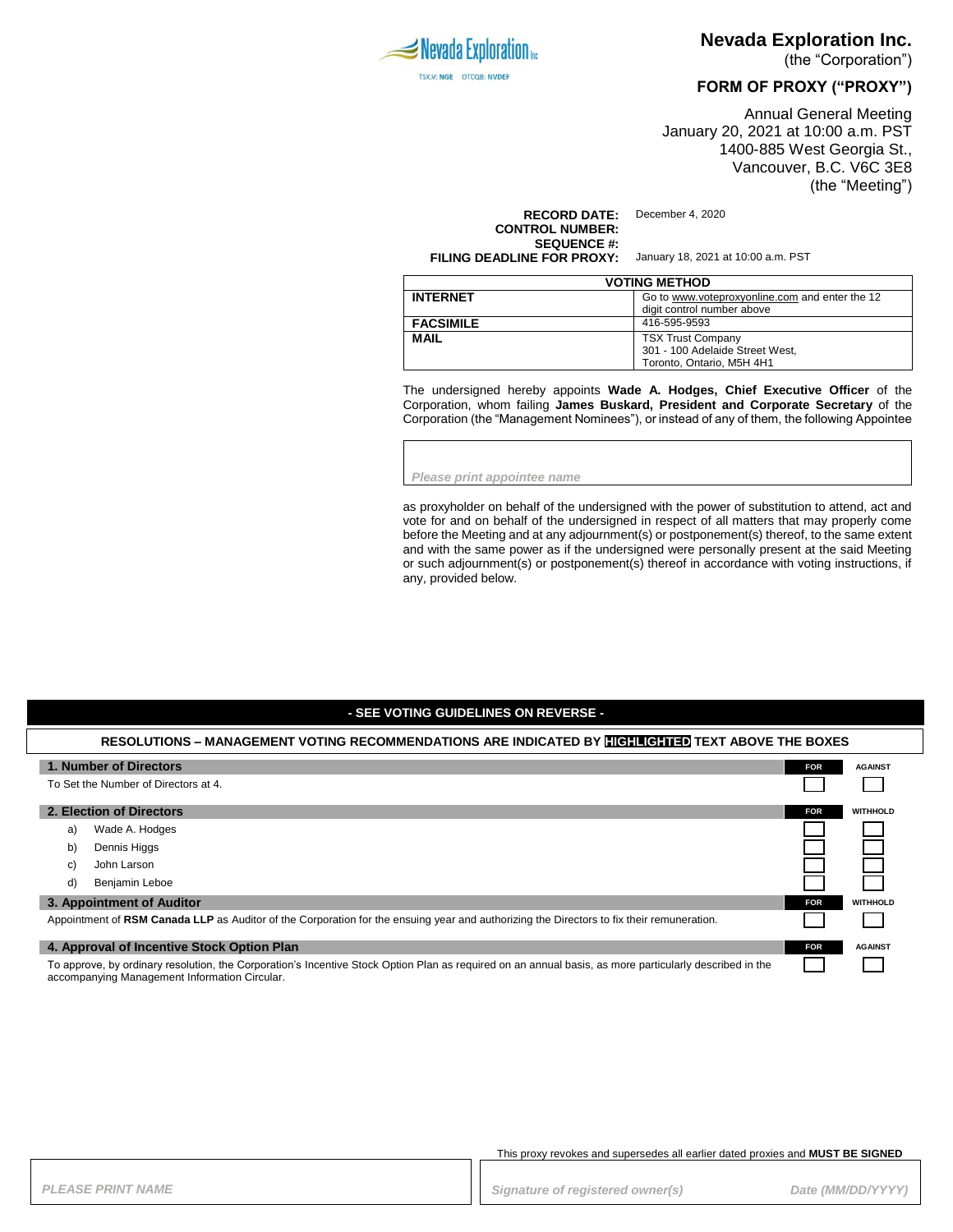Nevada Exploration Inc.
TSX.V: NGE OTCQB: NVDEF

# Nevada Exploration Inc.

(the "Corporation")

## FORM OF PROXY ("PROXY")

Annual General Meeting
January 20, 2021 at 10:00 a.m. PST
1400-885 West Georgia St.,
Vancouver, B.C. V6C 3E8
(the "Meeting")

**RECORD DATE:** December 4, 2020
**CONTROL NUMBER:**
**SEQUENCE #:**
**FILING DEADLINE FOR PROXY:** January 18, 2021 at 10:00 a.m. PST

| VOTING METHOD | |
|---|---|
| **INTERNET** | Go to www.voteproxyonline.com and enter the 12 digit control number above |
| **FACSIMILE** | 416-595-9593 |
| **MAIL** | TSX Trust Company<br>301 - 100 Adelaide Street West,<br>Toronto, Ontario, M5H 4H1 |

The undersigned hereby appoints **Wade A. Hodges, Chief Executive Officer** of the Corporation, whom failing **James Buskard, President and Corporate Secretary** of the Corporation (the "Management Nominees"), or instead of any of them, the following Appointee

*Please print appointee name*

as proxyholder on behalf of the undersigned with the power of substitution to attend, act and vote for and on behalf of the undersigned in respect of all matters that may properly come before the Meeting and at any adjournment(s) or postponement(s) thereof, to the same extent and with the same power as if the undersigned were personally present at the said Meeting or such adjournment(s) or postponement(s) thereof in accordance with voting instructions, if any, provided below.

**- SEE VOTING GUIDELINES ON REVERSE -**

**RESOLUTIONS – MANAGEMENT VOTING RECOMMENDATIONS ARE INDICATED BY HIGHLIGHTED TEXT ABOVE THE BOXES**

| **1. Number of Directors** | **FOR** | AGAINST |
|---|---|---|
| To Set the Number of Directors at 4. | ☐ | ☐ |
| **2. Election of Directors** | **FOR** | WITHHOLD |
| a) Wade A. Hodges | ☐ | ☐ |
| b) Dennis Higgs | ☐ | ☐ |
| c) John Larson | ☐ | ☐ |
| d) Benjamin Leboe | ☐ | ☐ |
| **3. Appointment of Auditor** | **FOR** | WITHHOLD |
| Appointment of **RSM Canada LLP** as Auditor of the Corporation for the ensuing year and authorizing the Directors to fix their remuneration. | ☐ | ☐ |
| **4. Approval of Incentive Stock Option Plan** | **FOR** | AGAINST |
| To approve, by ordinary resolution, the Corporation's Incentive Stock Option Plan as required on an annual basis, as more particularly described in the accompanying Management Information Circular. | ☐ | ☐ |

This proxy revokes and supersedes all earlier dated proxies and **MUST BE SIGNED**

| *PLEASE PRINT NAME* | *Signature of registered owner(s)* | *Date (MM/DD/YYYY)* |
|---|---|---|
| | | |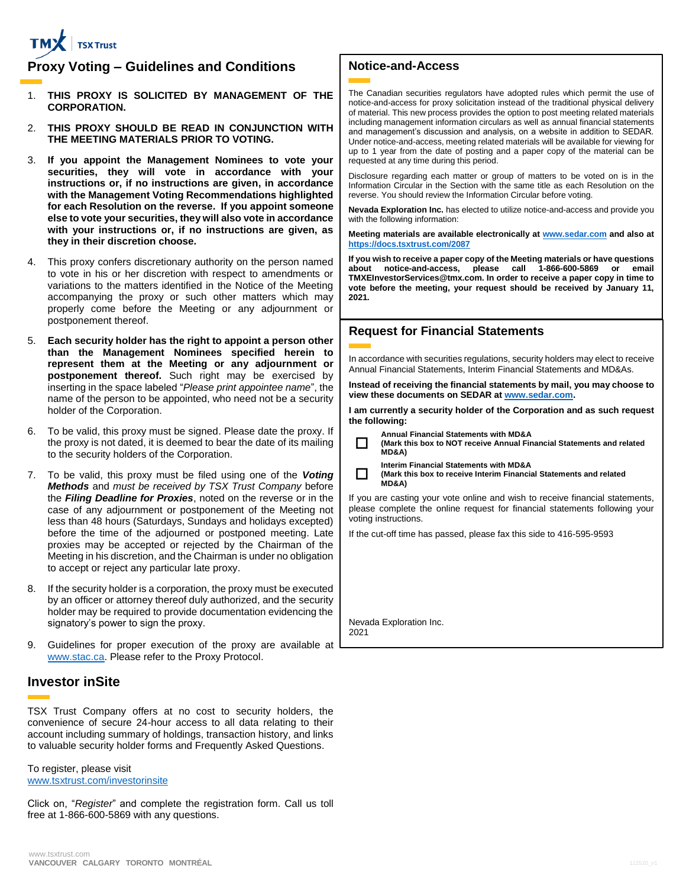TMX | TSX Trust

## Proxy Voting – Guidelines and Conditions

1. **THIS PROXY IS SOLICITED BY MANAGEMENT OF THE CORPORATION.**
2. **THIS PROXY SHOULD BE READ IN CONJUNCTION WITH THE MEETING MATERIALS PRIOR TO VOTING.**
3. **If you appoint the Management Nominees to vote your securities, they will vote in accordance with your instructions or, if no instructions are given, in accordance with the Management Voting Recommendations highlighted for each Resolution on the reverse. If you appoint someone else to vote your securities, they will also vote in accordance with your instructions or, if no instructions are given, as they in their discretion choose.**
4. This proxy confers discretionary authority on the person named to vote in his or her discretion with respect to amendments or variations to the matters identified in the Notice of the Meeting accompanying the proxy or such other matters which may properly come before the Meeting or any adjournment or postponement thereof.
5. **Each security holder has the right to appoint a person other than the Management Nominees specified herein to represent them at the Meeting or any adjournment or postponement thereof.** Such right may be exercised by inserting in the space labeled "*Please print appointee name*", the name of the person to be appointed, who need not be a security holder of the Corporation.
6. To be valid, this proxy must be signed. Please date the proxy. If the proxy is not dated, it is deemed to bear the date of its mailing to the security holders of the Corporation.
7. To be valid, this proxy must be filed using one of the ***Voting Methods*** and *must be received by TSX Trust Company* before the ***Filing Deadline for Proxies***, noted on the reverse or in the case of any adjournment or postponement of the Meeting not less than 48 hours (Saturdays, Sundays and holidays excepted) before the time of the adjourned or postponed meeting. Late proxies may be accepted or rejected by the Chairman of the Meeting in his discretion, and the Chairman is under no obligation to accept or reject any particular late proxy.
8. If the security holder is a corporation, the proxy must be executed by an officer or attorney thereof duly authorized, and the security holder may be required to provide documentation evidencing the signatory's power to sign the proxy.
9. Guidelines for proper execution of the proxy are available at www.stac.ca. Please refer to the Proxy Protocol.

## Investor inSite

TSX Trust Company offers at no cost to security holders, the convenience of secure 24-hour access to all data relating to their account including summary of holdings, transaction history, and links to valuable security holder forms and Frequently Asked Questions.

To register, please visit
www.tsxtrust.com/investorinsite

Click on, "*Register*" and complete the registration form. Call us toll free at 1-866-600-5869 with any questions.

## Notice-and-Access

The Canadian securities regulators have adopted rules which permit the use of notice-and-access for proxy solicitation instead of the traditional physical delivery of material. This new process provides the option to post meeting related materials including management information circulars as well as annual financial statements and management's discussion and analysis, on a website in addition to SEDAR. Under notice-and-access, meeting related materials will be available for viewing for up to 1 year from the date of posting and a paper copy of the material can be requested at any time during this period.

Disclosure regarding each matter or group of matters to be voted on is in the Information Circular in the Section with the same title as each Resolution on the reverse. You should review the Information Circular before voting.

**Nevada Exploration Inc.** has elected to utilize notice-and-access and provide you with the following information:

**Meeting materials are available electronically at www.sedar.com and also at https://docs.tsxtrust.com/2087**

**If you wish to receive a paper copy of the Meeting materials or have questions about notice-and-access, please call 1-866-600-5869 or email TMXEInvestorServices@tmx.com. In order to receive a paper copy in time to vote before the meeting, your request should be received by January 11, 2021.**

## Request for Financial Statements

In accordance with securities regulations, security holders may elect to receive Annual Financial Statements, Interim Financial Statements and MD&As.

**Instead of receiving the financial statements by mail, you may choose to view these documents on SEDAR at www.sedar.com.**

**I am currently a security holder of the Corporation and as such request the following:**

☐ **Annual Financial Statements with MD&A**
**(Mark this box to NOT receive Annual Financial Statements and related MD&A)**

☐ **Interim Financial Statements with MD&A**
**(Mark this box to receive Interim Financial Statements and related MD&A)**

If you are casting your vote online and wish to receive financial statements, please complete the online request for financial statements following your voting instructions.

If the cut-off time has passed, please fax this side to 416-595-9593

Nevada Exploration Inc.
2021

www.tsxtrust.com
**VANCOUVER CALGARY TORONTO MONTRÉAL**